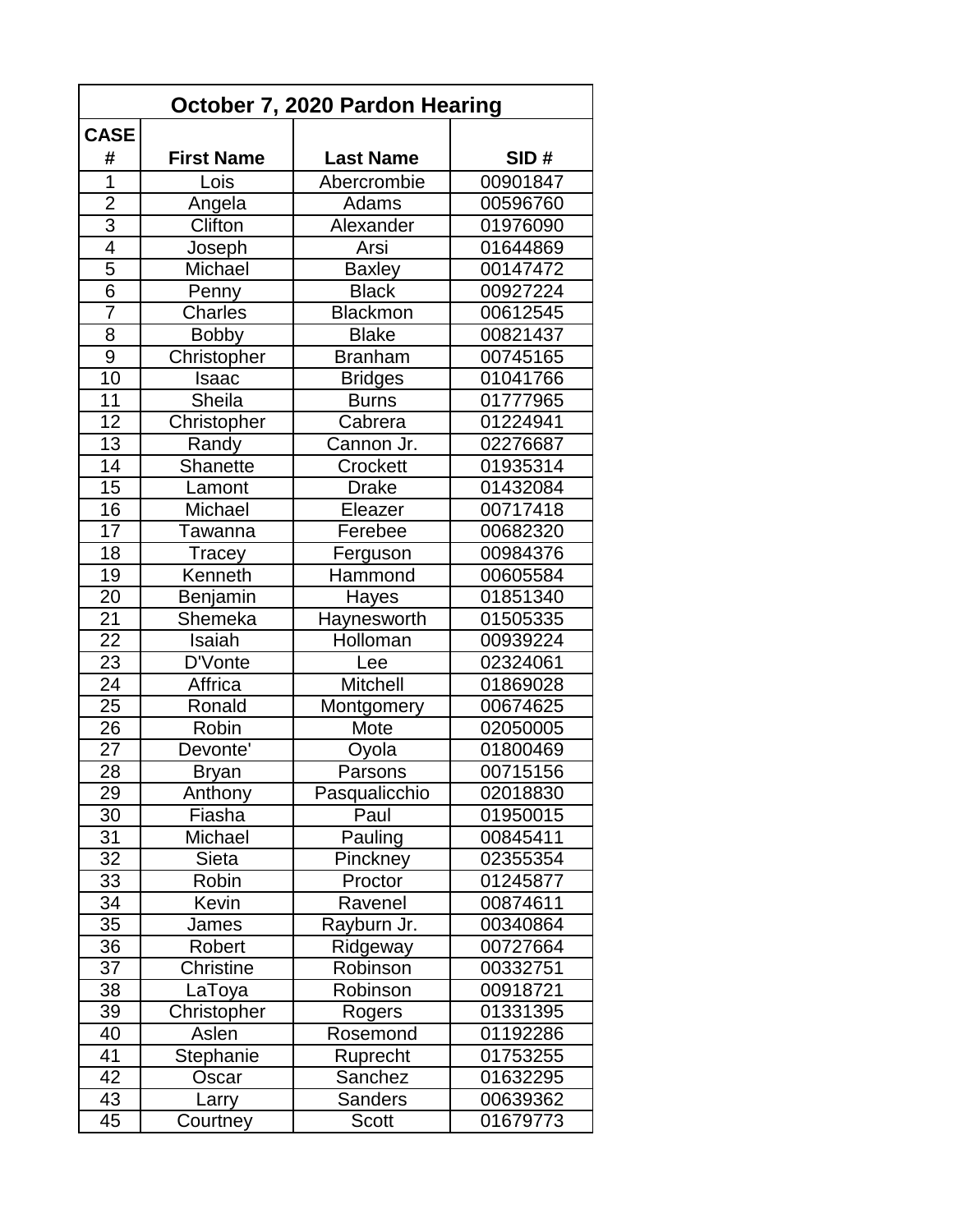| October 7, 2020 Pardon Hearing | | | |
|---|---|---|---|
| **CASE #** | **First Name** | **Last Name** | **SID #** |
| 1 | Lois | Abercrombie | 00901847 |
| 2 | Angela | Adams | 00596760 |
| 3 | Clifton | Alexander | 01976090 |
| 4 | Joseph | Arsi | 01644869 |
| 5 | Michael | Baxley | 00147472 |
| 6 | Penny | Black | 00927224 |
| 7 | Charles | Blackmon | 00612545 |
| 8 | Bobby | Blake | 00821437 |
| 9 | Christopher | Branham | 00745165 |
| 10 | Isaac | Bridges | 01041766 |
| 11 | Sheila | Burns | 01777965 |
| 12 | Christopher | Cabrera | 01224941 |
| 13 | Randy | Cannon Jr. | 02276687 |
| 14 | Shanette | Crockett | 01935314 |
| 15 | Lamont | Drake | 01432084 |
| 16 | Michael | Eleazer | 00717418 |
| 17 | Tawanna | Ferebee | 00682320 |
| 18 | Tracey | Ferguson | 00984376 |
| 19 | Kenneth | Hammond | 00605584 |
| 20 | Benjamin | Hayes | 01851340 |
| 21 | Shemeka | Haynesworth | 01505335 |
| 22 | Isaiah | Holloman | 00939224 |
| 23 | D'Vonte | Lee | 02324061 |
| 24 | Affrica | Mitchell | 01869028 |
| 25 | Ronald | Montgomery | 00674625 |
| 26 | Robin | Mote | 02050005 |
| 27 | Devonte' | Oyola | 01800469 |
| 28 | Bryan | Parsons | 00715156 |
| 29 | Anthony | Pasqualicchio | 02018830 |
| 30 | Fiasha | Paul | 01950015 |
| 31 | Michael | Pauling | 00845411 |
| 32 | Sieta | Pinckney | 02355354 |
| 33 | Robin | Proctor | 01245877 |
| 34 | Kevin | Ravenel | 00874611 |
| 35 | James | Rayburn Jr. | 00340864 |
| 36 | Robert | Ridgeway | 00727664 |
| 37 | Christine | Robinson | 00332751 |
| 38 | LaToya | Robinson | 00918721 |
| 39 | Christopher | Rogers | 01331395 |
| 40 | Aslen | Rosemond | 01192286 |
| 41 | Stephanie | Ruprecht | 01753255 |
| 42 | Oscar | Sanchez | 01632295 |
| 43 | Larry | Sanders | 00639362 |
| 45 | Courtney | Scott | 01679773 |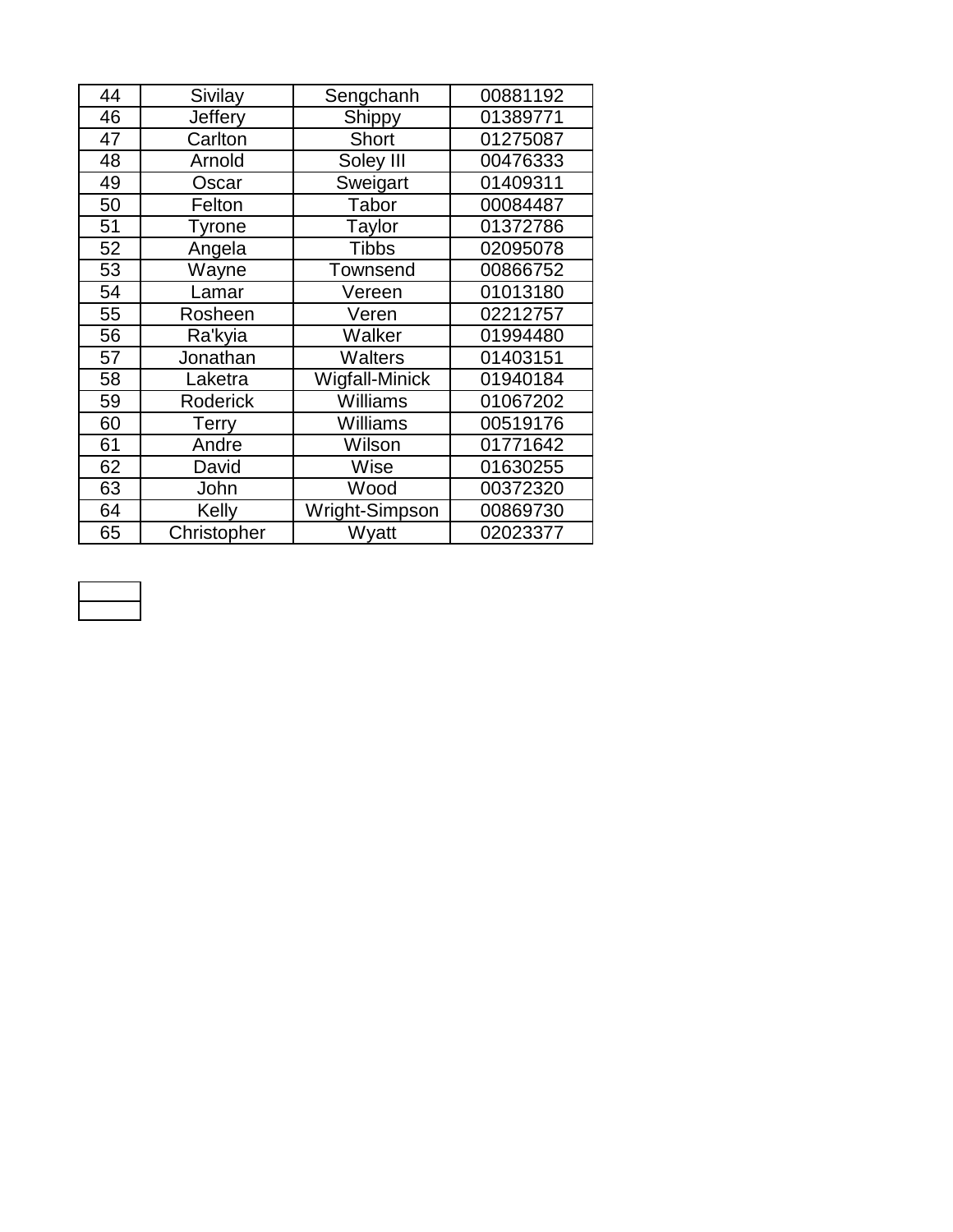| 44 | Sivilay | Sengchanh | 00881192 |
|---|---|---|---|
| 46 | Jeffery | Shippy | 01389771 |
| 47 | Carlton | Short | 01275087 |
| 48 | Arnold | Soley III | 00476333 |
| 49 | Oscar | Sweigart | 01409311 |
| 50 | Felton | Tabor | 00084487 |
| 51 | Tyrone | Taylor | 01372786 |
| 52 | Angela | Tibbs | 02095078 |
| 53 | Wayne | Townsend | 00866752 |
| 54 | Lamar | Vereen | 01013180 |
| 55 | Rosheen | Veren | 02212757 |
| 56 | Ra'kyia | Walker | 01994480 |
| 57 | Jonathan | Walters | 01403151 |
| 58 | Laketra | Wigfall-Minick | 01940184 |
| 59 | Roderick | Williams | 01067202 |
| 60 | Terry | Williams | 00519176 |
| 61 | Andre | Wilson | 01771642 |
| 62 | David | Wise | 01630255 |
| 63 | John | Wood | 00372320 |
| 64 | Kelly | Wright-Simpson | 00869730 |
| 65 | Christopher | Wyatt | 02023377 |